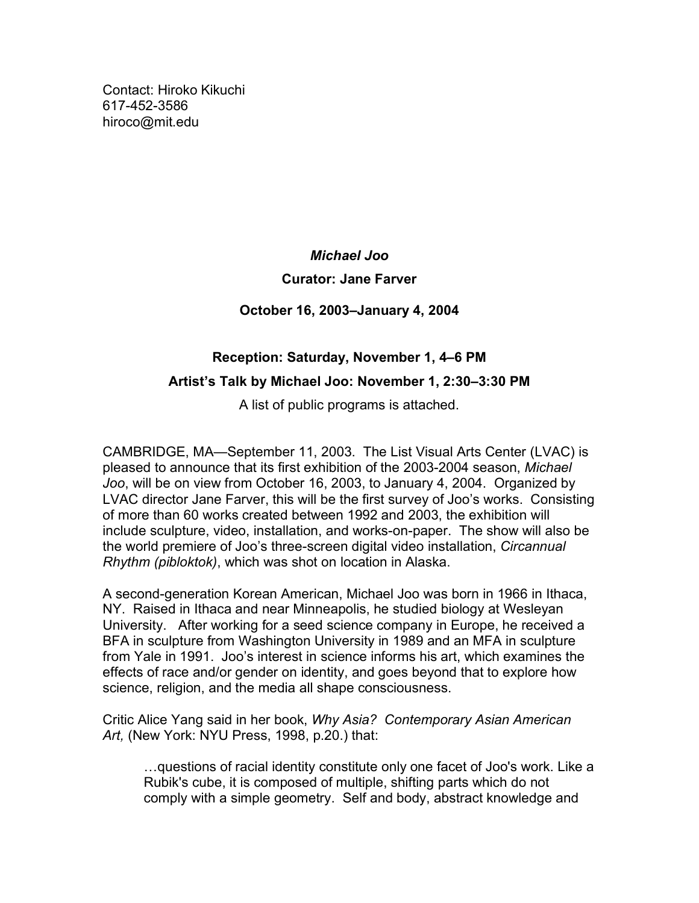Contact: Hiroko Kikuchi
617-452-3586
hiroco@mit.edu

***Michael Joo***

**Curator: Jane Farver**

**October 16, 2003–January 4, 2004**

**Reception: Saturday, November 1, 4–6 PM**

**Artist's Talk by Michael Joo: November 1, 2:30–3:30 PM**

A list of public programs is attached.

CAMBRIDGE, MA—September 11, 2003. The List Visual Arts Center (LVAC) is pleased to announce that its first exhibition of the 2003-2004 season, *Michael Joo*, will be on view from October 16, 2003, to January 4, 2004. Organized by LVAC director Jane Farver, this will be the first survey of Joo's works. Consisting of more than 60 works created between 1992 and 2003, the exhibition will include sculpture, video, installation, and works-on-paper. The show will also be the world premiere of Joo's three-screen digital video installation, *Circannual Rhythm (pibloktok)*, which was shot on location in Alaska.

A second-generation Korean American, Michael Joo was born in 1966 in Ithaca, NY. Raised in Ithaca and near Minneapolis, he studied biology at Wesleyan University. After working for a seed science company in Europe, he received a BFA in sculpture from Washington University in 1989 and an MFA in sculpture from Yale in 1991. Joo's interest in science informs his art, which examines the effects of race and/or gender on identity, and goes beyond that to explore how science, religion, and the media all shape consciousness.

Critic Alice Yang said in her book, *Why Asia? Contemporary Asian American Art,* (New York: NYU Press, 1998, p.20.) that:

> …questions of racial identity constitute only one facet of Joo's work. Like a Rubik's cube, it is composed of multiple, shifting parts which do not comply with a simple geometry. Self and body, abstract knowledge and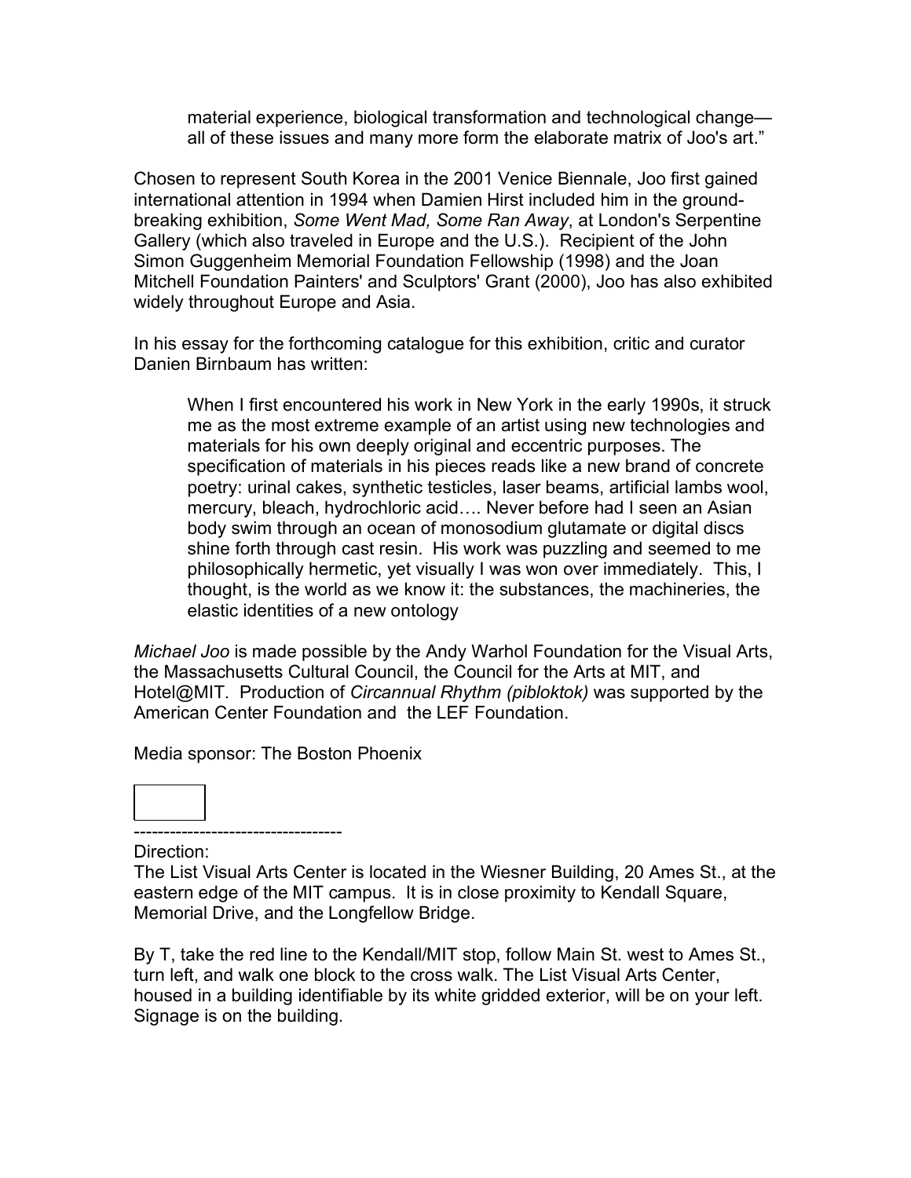> material experience, biological transformation and technological change—all of these issues and many more form the elaborate matrix of Joo's art."

Chosen to represent South Korea in the 2001 Venice Biennale, Joo first gained international attention in 1994 when Damien Hirst included him in the ground-breaking exhibition, *Some Went Mad, Some Ran Away*, at London's Serpentine Gallery (which also traveled in Europe and the U.S.). Recipient of the John Simon Guggenheim Memorial Foundation Fellowship (1998) and the Joan Mitchell Foundation Painters' and Sculptors' Grant (2000), Joo has also exhibited widely throughout Europe and Asia.

In his essay for the forthcoming catalogue for this exhibition, critic and curator Danien Birnbaum has written:

> When I first encountered his work in New York in the early 1990s, it struck me as the most extreme example of an artist using new technologies and materials for his own deeply original and eccentric purposes. The specification of materials in his pieces reads like a new brand of concrete poetry: urinal cakes, synthetic testicles, laser beams, artificial lambs wool, mercury, bleach, hydrochloric acid…. Never before had I seen an Asian body swim through an ocean of monosodium glutamate or digital discs shine forth through cast resin. His work was puzzling and seemed to me philosophically hermetic, yet visually I was won over immediately. This, I thought, is the world as we know it: the substances, the machineries, the elastic identities of a new ontology

*Michael Joo* is made possible by the Andy Warhol Foundation for the Visual Arts, the Massachusetts Cultural Council, the Council for the Arts at MIT, and Hotel@MIT. Production of *Circannual Rhythm (pibloktok)* was supported by the American Center Foundation and the LEF Foundation.

Media sponsor: The Boston Phoenix

-----------------------------------

Direction:
The List Visual Arts Center is located in the Wiesner Building, 20 Ames St., at the eastern edge of the MIT campus. It is in close proximity to Kendall Square, Memorial Drive, and the Longfellow Bridge.

By T, take the red line to the Kendall/MIT stop, follow Main St. west to Ames St., turn left, and walk one block to the cross walk. The List Visual Arts Center, housed in a building identifiable by its white gridded exterior, will be on your left. Signage is on the building.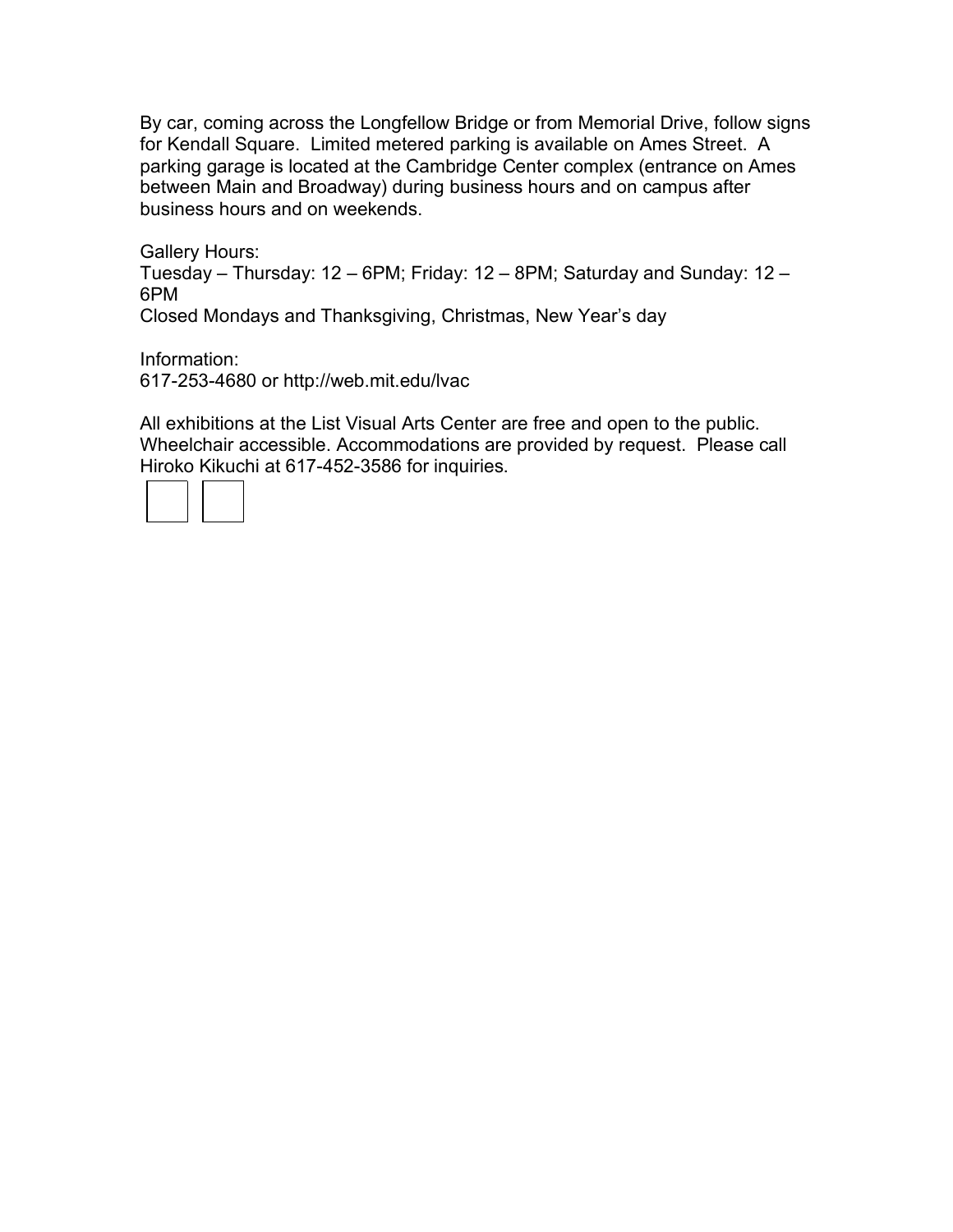By car, coming across the Longfellow Bridge or from Memorial Drive, follow signs for Kendall Square. Limited metered parking is available on Ames Street. A parking garage is located at the Cambridge Center complex (entrance on Ames between Main and Broadway) during business hours and on campus after business hours and on weekends.

Gallery Hours:
Tuesday – Thursday: 12 – 6PM; Friday: 12 – 8PM; Saturday and Sunday: 12 – 6PM
Closed Mondays and Thanksgiving, Christmas, New Year's day

Information:
617-253-4680 or http://web.mit.edu/lvac

All exhibitions at the List Visual Arts Center are free and open to the public. Wheelchair accessible. Accommodations are provided by request. Please call Hiroko Kikuchi at 617-452-3586 for inquiries.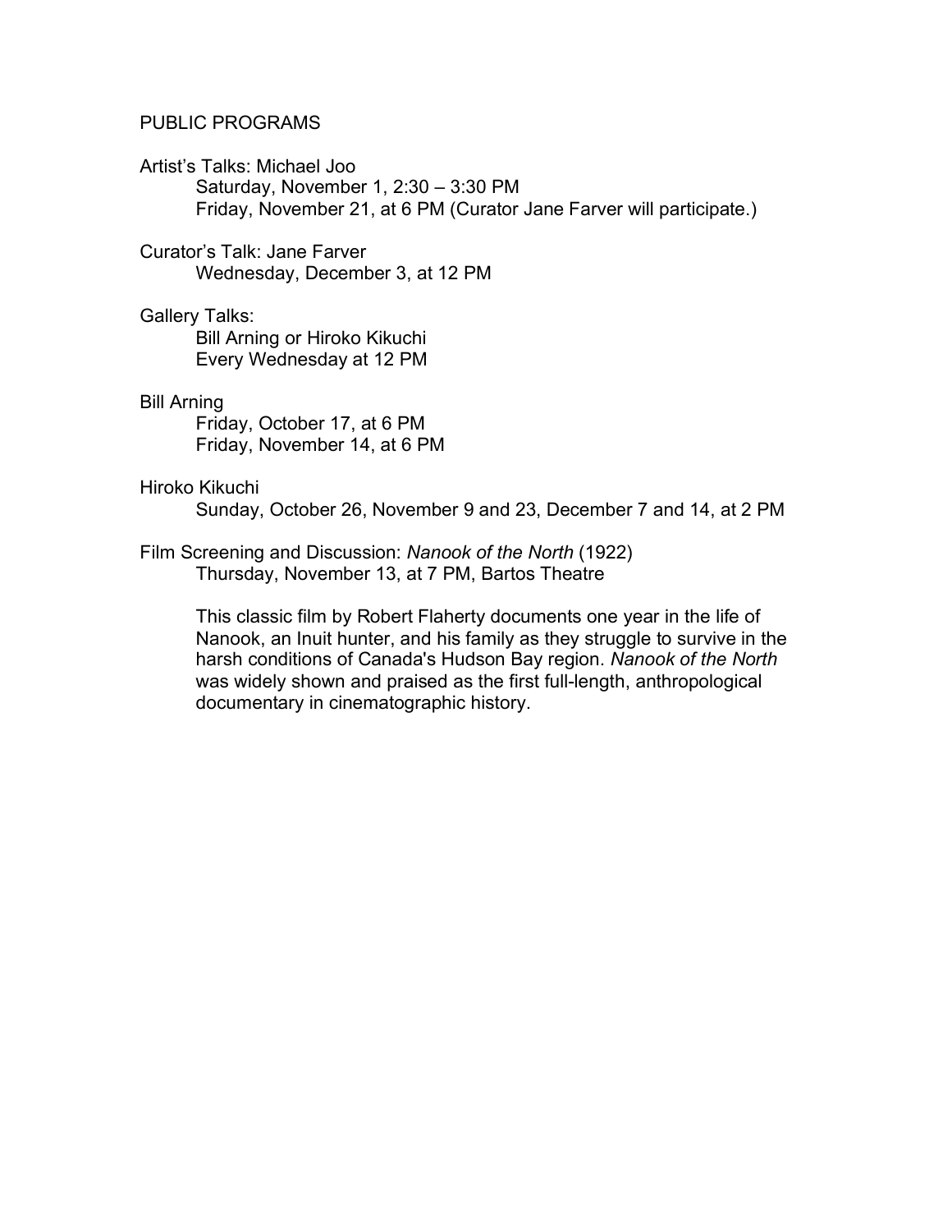## PUBLIC PROGRAMS

Artist's Talks: Michael Joo

Saturday, November 1, 2:30 – 3:30 PM

Friday, November 21, at 6 PM (Curator Jane Farver will participate.)

Curator's Talk: Jane Farver

Wednesday, December 3, at 12 PM

Gallery Talks:

Bill Arning or Hiroko Kikuchi

Every Wednesday at 12 PM

Bill Arning

Friday, October 17, at 6 PM

Friday, November 14, at 6 PM

Hiroko Kikuchi

Sunday, October 26, November 9 and 23, December 7 and 14, at 2 PM

Film Screening and Discussion: *Nanook of the North* (1922)

Thursday, November 13, at 7 PM, Bartos Theatre

This classic film by Robert Flaherty documents one year in the life of Nanook, an Inuit hunter, and his family as they struggle to survive in the harsh conditions of Canada's Hudson Bay region. *Nanook of the North* was widely shown and praised as the first full-length, anthropological documentary in cinematographic history.